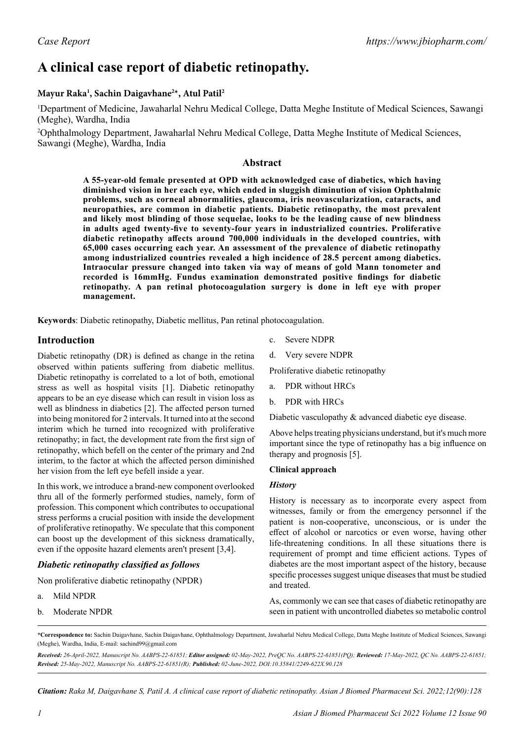# A clinical case report of diabetic retinopathy.

**Mayur Raka[1], Sachin Daigavhane[2]*, Atul Patil[2]**

[1]Department of Medicine, Jawaharlal Nehru Medical College, Datta Meghe Institute of Medical Sciences, Sawangi (Meghe), Wardha, India

[2]Ophthalmology Department, Jawaharlal Nehru Medical College, Datta Meghe Institute of Medical Sciences, Sawangi (Meghe), Wardha, India

## Abstract

**A 55-year-old female presented at OPD with acknowledged case of diabetics, which having diminished vision in her each eye, which ended in sluggish diminution of vision Ophthalmic problems, such as corneal abnormalities, glaucoma, iris neovascularization, cataracts, and neuropathies, are common in diabetic patients. Diabetic retinopathy, the most prevalent and likely most blinding of those sequelae, looks to be the leading cause of new blindness in adults aged twenty-five to seventy-four years in industrialized countries. Proliferative diabetic retinopathy affects around 700,000 individuals in the developed countries, with 65,000 cases occurring each year. An assessment of the prevalence of diabetic retinopathy among industrialized countries revealed a high incidence of 28.5 percent among diabetics. Intraocular pressure changed into taken via way of means of gold Mann tonometer and recorded is 16mmHg. Fundus examination demonstrated positive findings for diabetic retinopathy. A pan retinal photocoagulation surgery is done in left eye with proper management.**

**Keywords**: Diabetic retinopathy, Diabetic mellitus, Pan retinal photocoagulation.

## Introduction

Diabetic retinopathy (DR) is defined as change in the retina observed within patients suffering from diabetic mellitus. Diabetic retinopathy is correlated to a lot of both, emotional stress as well as hospital visits [1]. Diabetic retinopathy appears to be an eye disease which can result in vision loss as well as blindness in diabetics [2]. The affected person turned into being monitored for 2 intervals. It turned into at the second interim which he turned into recognized with proliferative retinopathy; in fact, the development rate from the first sign of retinopathy, which befell on the center of the primary and 2nd interim, to the factor at which the affected person diminished her vision from the left eye befell inside a year.

In this work, we introduce a brand-new component overlooked thru all of the formerly performed studies, namely, form of profession. This component which contributes to occupational stress performs a crucial position with inside the development of proliferative retinopathy. We speculate that this component can boost up the development of this sickness dramatically, even if the opposite hazard elements aren't present [3,4].

### *Diabetic retinopathy classified as follows*

Non proliferative diabetic retinopathy (NPDR)

a. Mild NPDR

b. Moderate NPDR

c. Severe NDPR

d. Very severe NDPR

Proliferative diabetic retinopathy

a. PDR without HRCs

b. PDR with HRCs

Diabetic vasculopathy & advanced diabetic eye disease.

Above helps treating physicians understand, but it's much more important since the type of retinopathy has a big influence on therapy and prognosis [5].

**Clinical approach**

***History***

History is necessary as to incorporate every aspect from witnesses, family or from the emergency personnel if the patient is non-cooperative, unconscious, or is under the effect of alcohol or narcotics or even worse, having other life-threatening conditions. In all these situations there is requirement of prompt and time efficient actions. Types of diabetes are the most important aspect of the history, because specific processes suggest unique diseases that must be studied and treated.

As, commonly we can see that cases of diabetic retinopathy are seen in patient with uncontrolled diabetes so metabolic control

**\*Correspondence to:** Sachin Daigavhane, Sachin Daigavhane, Ophthalmology Department, Jawaharlal Nehru Medical College, Datta Meghe Institute of Medical Sciences, Sawangi (Meghe), Wardha, India, E-mail: sachind99@gmail.com

***Received:*** *26-April-2022, Manuscript No. AABPS-22-61851;* ***Editor assigned:*** *02-May-2022, PreQC No. AABPS-22-61851(PQ);* ***Reviewed:*** *17-May-2022, QC No. AABPS-22-61851;* ***Revised:*** *25-May-2022, Manuscript No. AABPS-22-61851(R);* ***Published:*** *02-June-2022, DOI:10.35841/2249-622X.90.128*

***Citation:*** *Raka M, Daigavhane S, Patil A. A clinical case report of diabetic retinopathy. Asian J Biomed Pharmaceut Sci. 2022;12(90):128*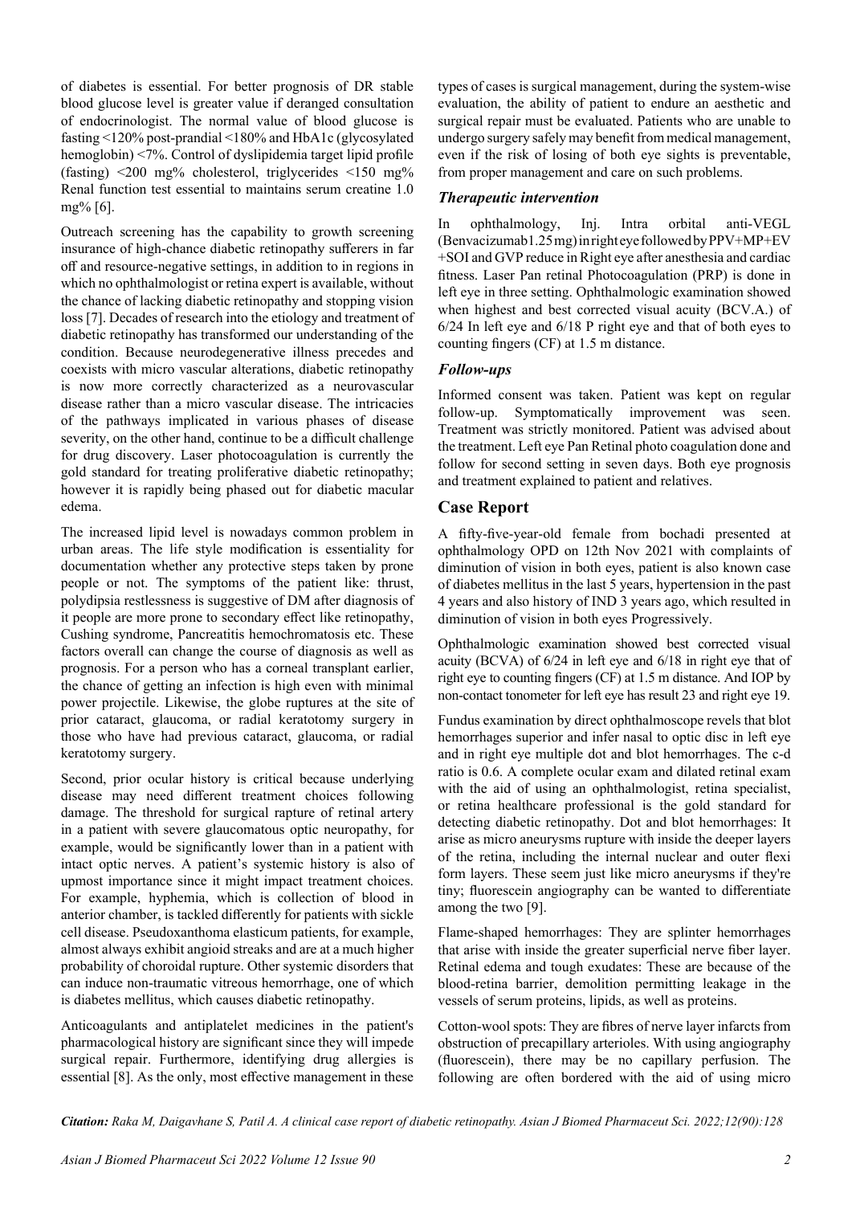of diabetes is essential. For better prognosis of DR stable blood glucose level is greater value if deranged consultation of endocrinologist. The normal value of blood glucose is fasting <120% post-prandial <180% and HbA1c (glycosylated hemoglobin) <7%. Control of dyslipidemia target lipid profile (fasting) <200 mg% cholesterol, triglycerides <150 mg% Renal function test essential to maintains serum creatine 1.0 mg% [6].

Outreach screening has the capability to growth screening insurance of high-chance diabetic retinopathy sufferers in far off and resource-negative settings, in addition to in regions in which no ophthalmologist or retina expert is available, without the chance of lacking diabetic retinopathy and stopping vision loss [7]. Decades of research into the etiology and treatment of diabetic retinopathy has transformed our understanding of the condition. Because neurodegenerative illness precedes and coexists with micro vascular alterations, diabetic retinopathy is now more correctly characterized as a neurovascular disease rather than a micro vascular disease. The intricacies of the pathways implicated in various phases of disease severity, on the other hand, continue to be a difficult challenge for drug discovery. Laser photocoagulation is currently the gold standard for treating proliferative diabetic retinopathy; however it is rapidly being phased out for diabetic macular edema.

The increased lipid level is nowadays common problem in urban areas. The life style modification is essentiality for documentation whether any protective steps taken by prone people or not. The symptoms of the patient like: thrust, polydipsia restlessness is suggestive of DM after diagnosis of it people are more prone to secondary effect like retinopathy, Cushing syndrome, Pancreatitis hemochromatosis etc. These factors overall can change the course of diagnosis as well as prognosis. For a person who has a corneal transplant earlier, the chance of getting an infection is high even with minimal power projectile. Likewise, the globe ruptures at the site of prior cataract, glaucoma, or radial keratotomy surgery in those who have had previous cataract, glaucoma, or radial keratotomy surgery.

Second, prior ocular history is critical because underlying disease may need different treatment choices following damage. The threshold for surgical rapture of retinal artery in a patient with severe glaucomatous optic neuropathy, for example, would be significantly lower than in a patient with intact optic nerves. A patient's systemic history is also of upmost importance since it might impact treatment choices. For example, hyphemia, which is collection of blood in anterior chamber, is tackled differently for patients with sickle cell disease. Pseudoxanthoma elasticum patients, for example, almost always exhibit angioid streaks and are at a much higher probability of choroidal rupture. Other systemic disorders that can induce non-traumatic vitreous hemorrhage, one of which is diabetes mellitus, which causes diabetic retinopathy.

Anticoagulants and antiplatelet medicines in the patient's pharmacological history are significant since they will impede surgical repair. Furthermore, identifying drug allergies is essential [8]. As the only, most effective management in these types of cases is surgical management, during the system-wise evaluation, the ability of patient to endure an aesthetic and surgical repair must be evaluated. Patients who are unable to undergo surgery safely may benefit from medical management, even if the risk of losing of both eye sights is preventable, from proper management and care on such problems.

### *Therapeutic intervention*

In ophthalmology, Inj. Intra orbital anti-VEGL (Benvacizumab1.25mg) in right eye followed by PPV+MP+EV +SOI and GVP reduce in Right eye after anesthesia and cardiac fitness. Laser Pan retinal Photocoagulation (PRP) is done in left eye in three setting. Ophthalmologic examination showed when highest and best corrected visual acuity (BCV.A.) of 6/24 In left eye and 6/18 P right eye and that of both eyes to counting fingers (CF) at 1.5 m distance.

### *Follow-ups*

Informed consent was taken. Patient was kept on regular follow-up. Symptomatically improvement was seen. Treatment was strictly monitored. Patient was advised about the treatment. Left eye Pan Retinal photo coagulation done and follow for second setting in seven days. Both eye prognosis and treatment explained to patient and relatives.

## Case Report

A fifty-five-year-old female from bochadi presented at ophthalmology OPD on 12th Nov 2021 with complaints of diminution of vision in both eyes, patient is also known case of diabetes mellitus in the last 5 years, hypertension in the past 4 years and also history of IND 3 years ago, which resulted in diminution of vision in both eyes Progressively.

Ophthalmologic examination showed best corrected visual acuity (BCVA) of 6/24 in left eye and 6/18 in right eye that of right eye to counting fingers (CF) at 1.5 m distance. And IOP by non-contact tonometer for left eye has result 23 and right eye 19.

Fundus examination by direct ophthalmoscope revels that blot hemorrhages superior and infer nasal to optic disc in left eye and in right eye multiple dot and blot hemorrhages. The c-d ratio is 0.6. A complete ocular exam and dilated retinal exam with the aid of using an ophthalmologist, retina specialist, or retina healthcare professional is the gold standard for detecting diabetic retinopathy. Dot and blot hemorrhages: It arise as micro aneurysms rupture with inside the deeper layers of the retina, including the internal nuclear and outer flexi form layers. These seem just like micro aneurysms if they're tiny; fluorescein angiography can be wanted to differentiate among the two [9].

Flame-shaped hemorrhages: They are splinter hemorrhages that arise with inside the greater superficial nerve fiber layer. Retinal edema and tough exudates: These are because of the blood-retina barrier, demolition permitting leakage in the vessels of serum proteins, lipids, as well as proteins.

Cotton-wool spots: They are fibres of nerve layer infarcts from obstruction of precapillary arterioles. With using angiography (fluorescein), there may be no capillary perfusion. The following are often bordered with the aid of using micro

*Citation: Raka M, Daigavhane S, Patil A. A clinical case report of diabetic retinopathy. Asian J Biomed Pharmaceut Sci. 2022;12(90):128*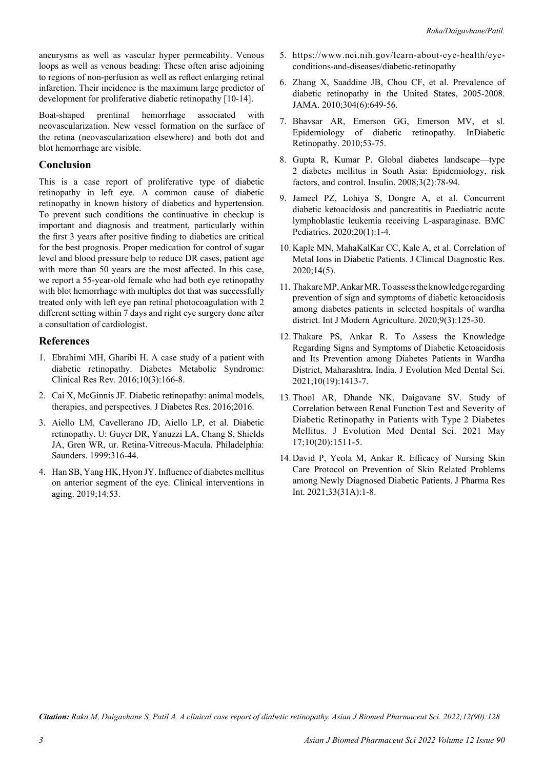aneurysms as well as vascular hyper permeability. Venous loops as well as venous beading: These often arise adjoining to regions of non-perfusion as well as reflect enlarging retinal infarction. Their incidence is the maximum large predictor of development for proliferative diabetic retinopathy [10-14].

Boat-shaped prentinal hemorrhage associated with neovascularization. New vessel formation on the surface of the retina (neovascularization elsewhere) and both dot and blot hemorrhage are visible.

## Conclusion

This is a case report of proliferative type of diabetic retinopathy in left eye. A common cause of diabetic retinopathy in known history of diabetics and hypertension. To prevent such conditions the continuative in checkup is important and diagnosis and treatment, particularly within the first 3 years after positive finding to diabetics are critical for the best prognosis. Proper medication for control of sugar level and blood pressure help to reduce DR cases, patient age with more than 50 years are the most affected. In this case, we report a 55-year-old female who had both eye retinopathy with blot hemorrhage with multiples dot that was successfully treated only with left eye pan retinal photocoagulation with 2 different setting within 7 days and right eye surgery done after a consultation of cardiologist.

## References

1. Ebrahimi MH, Gharibi H. A case study of a patient with diabetic retinopathy. Diabetes Metabolic Syndrome: Clinical Res Rev. 2016;10(3):166-8.
2. Cai X, McGinnis JF. Diabetic retinopathy: animal models, therapies, and perspectives. J Diabetes Res. 2016;2016.
3. Aiello LM, Cavellerano JD, Aiello LP, et al. Diabetic retinopathy. U: Guyer DR, Yanuzzi LA, Chang S, Shields JA, Gren WR, ur. Retina-Vitreous-Macula. Philadelphia: Saunders. 1999:316-44.
4. Han SB, Yang HK, Hyon JY. Influence of diabetes mellitus on anterior segment of the eye. Clinical interventions in aging. 2019;14:53.
5. https://www.nei.nih.gov/learn-about-eye-health/eye-conditions-and-diseases/diabetic-retinopathy
6. Zhang X, Saaddine JB, Chou CF, et al. Prevalence of diabetic retinopathy in the United States, 2005-2008. JAMA. 2010;304(6):649-56.
7. Bhavsar AR, Emerson GG, Emerson MV, et sl. Epidemiology of diabetic retinopathy. InDiabetic Retinopathy. 2010;53-75.
8. Gupta R, Kumar P. Global diabetes landscape—type 2 diabetes mellitus in South Asia: Epidemiology, risk factors, and control. Insulin. 2008;3(2):78-94.
9. Jameel PZ, Lohiya S, Dongre A, et al. Concurrent diabetic ketoacidosis and pancreatitis in Paediatric acute lymphoblastic leukemia receiving L-asparaginase. BMC Pediatrics. 2020;20(1):1-4.
10. Kaple MN, MahaKalKar CC, Kale A, et al. Correlation of Metal Ions in Diabetic Patients. J Clinical Diagnostic Res. 2020;14(5).
11. Thakare MP, Ankar MR. To assess the knowledge regarding prevention of sign and symptoms of diabetic ketoacidosis among diabetes patients in selected hospitals of wardha district. Int J Modern Agriculture. 2020;9(3):125-30.
12. Thakare PS, Ankar R. To Assess the Knowledge Regarding Signs and Symptoms of Diabetic Ketoacidosis and Its Prevention among Diabetes Patients in Wardha District, Maharashtra, India. J Evolution Med Dental Sci. 2021;10(19):1413-7.
13. Thool AR, Dhande NK, Daigavane SV. Study of Correlation between Renal Function Test and Severity of Diabetic Retinopathy in Patients with Type 2 Diabetes Mellitus. J Evolution Med Dental Sci. 2021 May 17;10(20):1511-5.
14. David P, Yeola M, Ankar R. Efficacy of Nursing Skin Care Protocol on Prevention of Skin Related Problems among Newly Diagnosed Diabetic Patients. J Pharma Res Int. 2021;33(31A):1-8.

***Citation:*** *Raka M, Daigavhane S, Patil A. A clinical case report of diabetic retinopathy. Asian J Biomed Pharmaceut Sci. 2022;12(90):128*